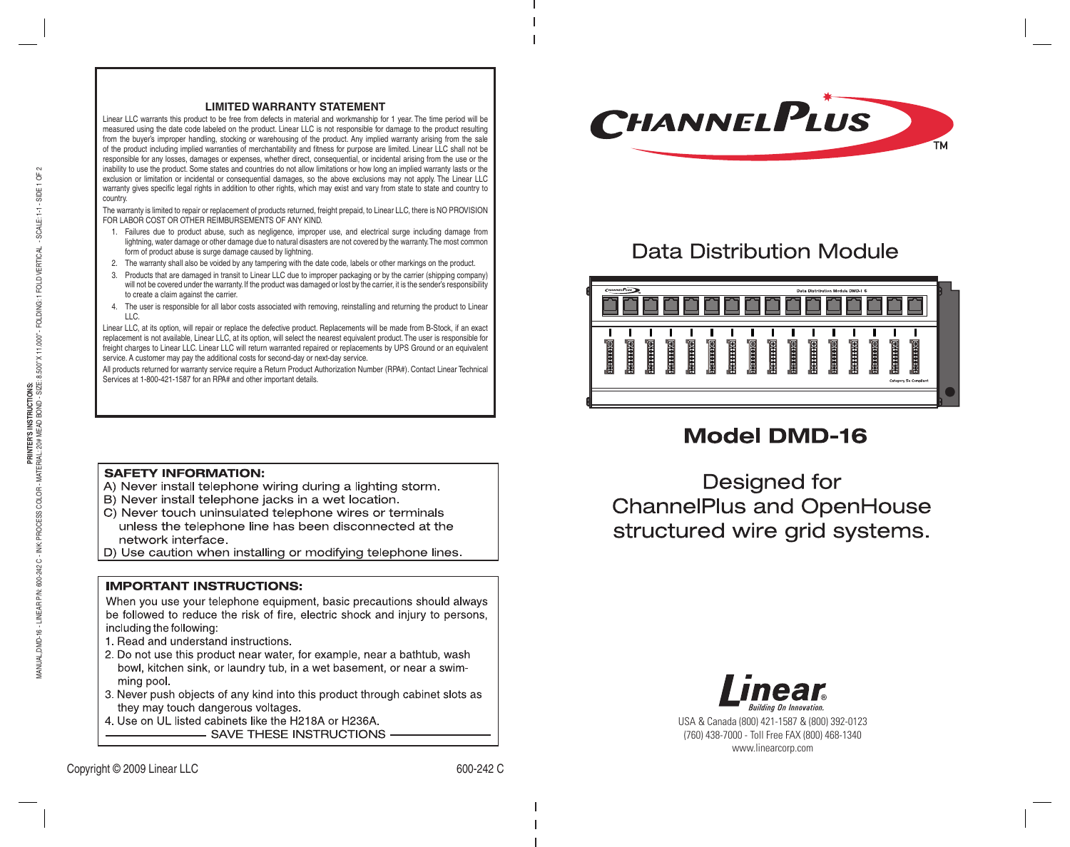## LIMITED WARRANTY STATEMENT

Linear LLC warrants this product to be free from defects in material and workmanship for 1 year. The time period will be measured using the date code labeled on the product. Linear LLC is not responsible for damage to the product resulting from the buyer's improper handling, stocking or warehousing of the product. Any implied warranty arising from the sale of the product including implied warranties of merchantability and fitness for purpose are limited. Linear LLC shall not be responsible for any losses, damages or expenses, whether direct, consequential, or incidental arising from the use or the inability to use the product. Some states and countries do not allow limitations or how long an implied warranty lasts or the exclusion or limitation or incidental or consequential damages, so the above exclusions may not apply. The Linear LLC warranty gives specific legal rights in addition to other rights, which may exist and vary from state to state and country to country.

The warranty is limited to repair or replacement of products returned, freight prepaid, to Linear LLC, there is NO PROVISION FOR LABOR COST OR OTHER REIMBURSEMENTS OF ANY KIND.

1. Failures due to product abuse, such as negligence, improper use, and electrical surge including damage from lightning, water damage or other damage due to natural disasters are not covered by the warranty. The most common form of product abuse is surge damage caused by lightning.
2. The warranty shall also be voided by any tampering with the date code, labels or other markings on the product.
3. Products that are damaged in transit to Linear LLC due to improper packaging or by the carrier (shipping company) will not be covered under the warranty. If the product was damaged or lost by the carrier, it is the sender's responsibility to create a claim against the carrier.
4. The user is responsible for all labor costs associated with removing, reinstalling and returning the product to Linear LLC.

Linear LLC, at its option, will repair or replace the defective product. Replacements will be made from B-Stock, if an exact replacement is not available, Linear LLC, at its option, will select the nearest equivalent product. The user is responsible for freight charges to Linear LLC. Linear LLC will return warranted repaired or replacements by UPS Ground or an equivalent service. A customer may pay the additional costs for second-day or next-day service.

All products returned for warranty service require a Return Product Authorization Number (RPA#). Contact Linear Technical Services at 1-800-421-1587 for an RPA# and other important details.

**SAFETY INFORMATION:**

A) Never install telephone wiring during a lighting storm.
B) Never install telephone jacks in a wet location.
C) Never touch uninsulated telephone wires or terminals unless the telephone line has been disconnected at the network interface.
D) Use caution when installing or modifying telephone lines.

**IMPORTANT INSTRUCTIONS:**

When you use your telephone equipment, basic precautions should always be followed to reduce the risk of fire, electric shock and injury to persons, including the following:

1. Read and understand instructions.
2. Do not use this product near water, for example, near a bathtub, wash bowl, kitchen sink, or laundry tub, in a wet basement, or near a swimming pool.
3. Never push objects of any kind into this product through cabinet slots as they may touch dangerous voltages.
4. Use on UL listed cabinets like the H218A or H236A.

SAVE THESE INSTRUCTIONS

Copyright © 2009 Linear LLC

600-242 C

PRINTER'S INSTRUCTIONS:
MANUAL,DMD-16 - LINEAR P/N: 600-242 C - INK: PROCESS COLOR - MATERIAL: 20# MEAD BOND - SIZE: 8.500" X 11.000" - FOLDING: 1 FOLD VERTICAL - SCALE: 1-1 - SIDE 1 OF 2

# ChannelPlus™

## Data Distribution Module

Data Distribution Module DMD-16

Category 5e Compliant

## Model DMD-16

Designed for ChannelPlus and OpenHouse structured wire grid systems.

Linear® Building On Innovation.

USA & Canada (800) 421-1587 & (800) 392-0123
(760) 438-7000 - Toll Free FAX (800) 468-1340
www.linearcorp.com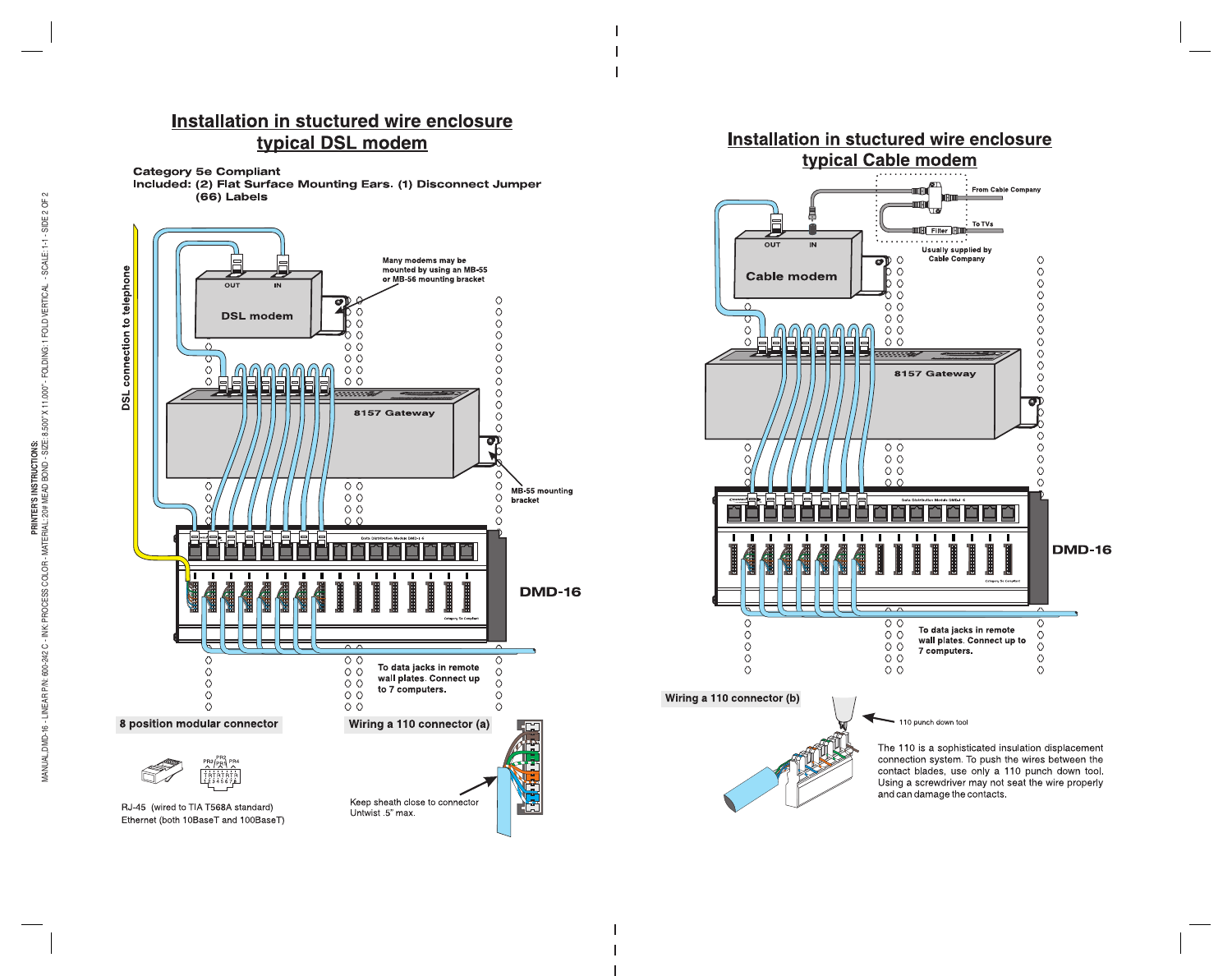# Installation in stuctured wire enclosure typical DSL modem

**Category 5e Compliant**

**Included: (2) Flat Surface Mounting Ears. (1) Disconnect Jumper (66) Labels**

DSL connection to telephone

OUT IN

DSL modem

Many modems may be mounted by using an MB-55 or MB-56 mounting bracket

8157 Gateway

MB-55 mounting bracket

DMD-16

To data jacks in remote wall plates. Connect up to 7 computers.

**8 position modular connector**

RJ-45 (wired to TIA T568A standard)
Ethernet (both 10BaseT and 100BaseT)

**Wiring a 110 connector (a)**

Keep sheath close to connector
Untwist .5" max.

# Installation in stuctured wire enclosure typical Cable modem

From Cable Company

To TVs

Filter

Usually supplied by Cable Company

OUT IN

Cable modem

8157 Gateway

DMD-16

To data jacks in remote wall plates. Connect up to 7 computers.

**Wiring a 110 connector (b)**

110 punch down tool

The 110 is a sophisticated insulation displacement connection system. To push the wires between the contact blades, use only a 110 punch down tool. Using a screwdriver may not seat the wire properly and can damage the contacts.